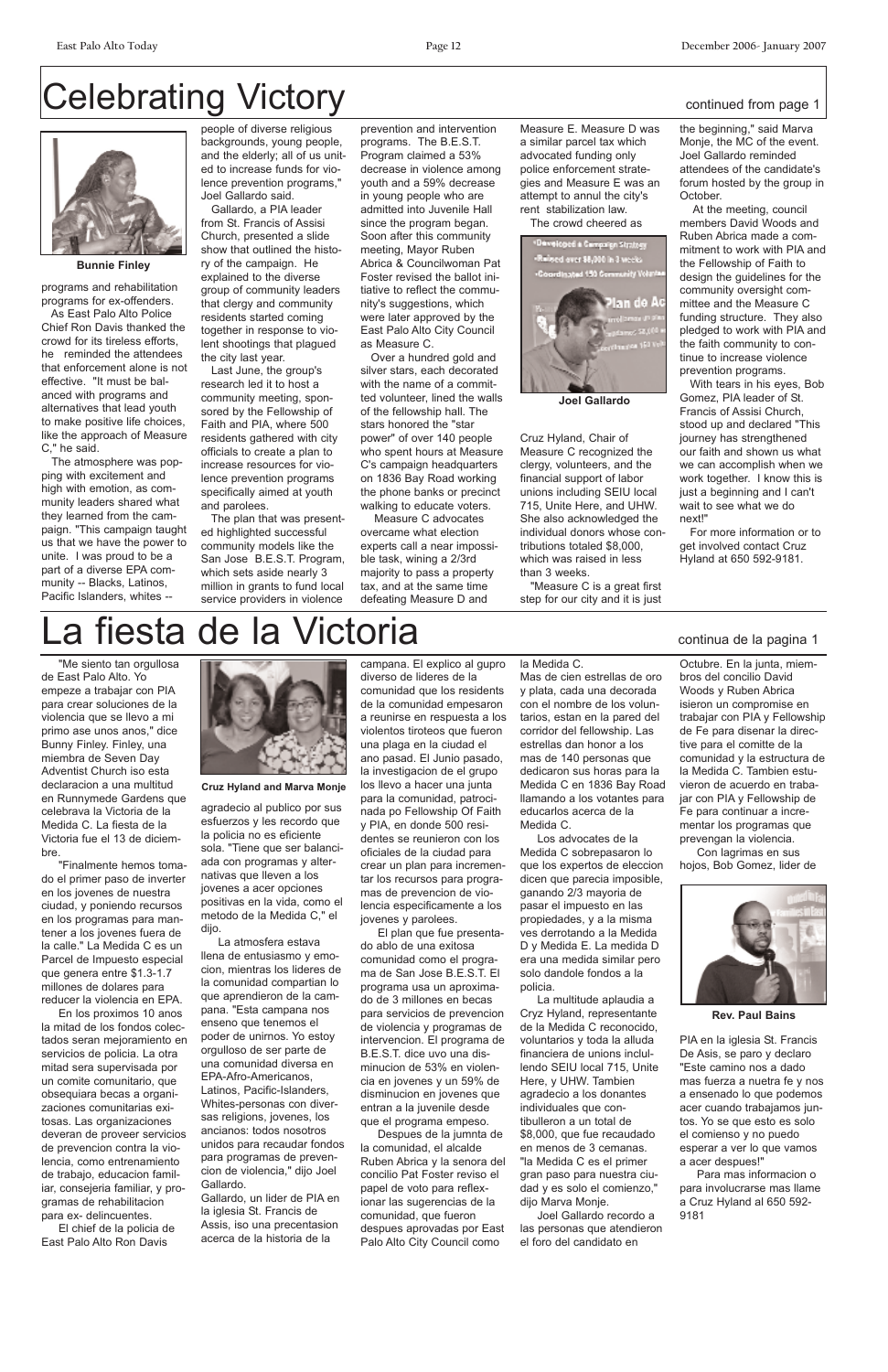# Celebrating Victory

continued from page 1

Bunnie Finley

programs and rehabilitation programs for ex-offenders.

As East Palo Alto Police Chief Ron Davis thanked the crowd for its tireless efforts, he reminded the attendees that enforcement alone is not effective. "It must be balanced with programs and alternatives that lead youth to make positive life choices, like the approach of Measure C," he said.

The atmosphere was popping with excitement and high with emotion, as community leaders shared what they learned from the campaign. "This campaign taught us that we have the power to unite. I was proud to be a part of a diverse EPA community -- Blacks, Latinos, Pacific Islanders, whites -- people of diverse religious backgrounds, young people, and the elderly; all of us united to increase funds for violence prevention programs," Joel Gallardo said.

Gallardo, a PIA leader from St. Francis of Assisi Church, presented a slide show that outlined the history of the campaign. He explained to the diverse group of community leaders that clergy and community residents started coming together in response to violent shootings that plagued the city last year.

Last June, the group's research led it to host a community meeting, sponsored by the Fellowship of Faith and PIA, where 500 residents gathered with city officials to create a plan to increase resources for violence prevention programs specifically aimed at youth and parolees.

The plan that was presented highlighted successful community models like the San Jose B.E.S.T. Program, which sets aside nearly 3 million in grants to fund local service providers in violence prevention and intervention programs. The B.E.S.T. Program claimed a 53% decrease in violence among youth and a 59% decrease in young people who are admitted into Juvenile Hall since the program began. Soon after this community meeting, Mayor Ruben Abrica & Councilwoman Pat Foster revised the ballot initiative to reflect the community's suggestions, which were later approved by the East Palo Alto City Council as Measure C.

Over a hundred gold and silver stars, each decorated with the name of a committed volunteer, lined the walls of the fellowship hall. The stars honored the "star power" of over 140 people who spent hours at Measure C's campaign headquarters on 1836 Bay Road working the phone banks or precinct walking to educate voters.

Measure C advocates overcame what election experts call a near impossible task, wining a 2/3rd majority to pass a property tax, and at the same time defeating Measure D and Measure E. Measure D was a similar parcel tax which advocated funding only police enforcement strategies and Measure E was an attempt to annul the city's rent stabilization law.

The crowd cheered as Cruz Hyland, Chair of Measure C recognized the clergy, volunteers, and the financial support of labor unions including SEIU local 715, Unite Here, and UHW. She also acknowledged the individual donors whose contributions totaled $8,000, which was raised in less than 3 weeks.

Joel Gallardo

"Measure C is a great first step for our city and it is just the beginning," said Marva Monje, the MC of the event. Joel Gallardo reminded attendees of the candidate's forum hosted by the group in October.

At the meeting, council members David Woods and Ruben Abrica made a commitment to work with PIA and the Fellowship of Faith to design the guidelines for the community oversight committee and the Measure C funding structure. They also pledged to work with PIA and the faith community to continue to increase violence prevention programs.

With tears in his eyes, Bob Gomez, PIA leader of St. Francis of Assisi Church, stood up and declared "This journey has strengthened our faith and shown us what we can accomplish when we work together. I know this is just a beginning and I can't wait to see what we do next!"

For more information or to get involved contact Cruz Hyland at 650 592-9181.

# La fiesta de la Victoria

continua de la pagina 1

"Me siento tan orgullosa de East Palo Alto. Yo empeze a trabajar con PIA para crear soluciones de la violencia que se llevo a mi primo ase unos anos," dice Bunny Finley. Finley, una miembra de Seven Day Adventist Church iso esta declaracion a una multitud en Runnymede Gardens que celebrava la Victoria de la Medida C. La fiesta de la Victoria fue el 13 de diciembre.

"Finalmente hemos tomado el primer paso de inverter en los jovenes de nuestra ciudad, y poniendo recursos en los programas para mantener a los jovenes fuera de la calle." La Medida C es un Parcel de Impuesto especial que genera entre $1.3-1.7 millones de dolares para reducer la violencia en EPA.

En los proximos 10 anos la mitad de los fondos colectados seran mejoramiento en servicios de policia. La otra mitad sera supervisada por un comite comunitario, que obsequiara becas a organizaciones comunitarias exitosas. Las organizaciones deveran de proveer servicios de prevencion contra la violencia, como entrenamiento de trabajo, educacion familiar, consejeria familiar, y programas de rehabilitacion para ex- delincuentes.

El chief de la policia de East Palo Alto Ron Davis agradecio al publico por sus esfuerzos y les recordo que la policia no es eficiente sola. "Tiene que ser balanciada con programas y alternativas que lleven a los jovenes a acer opciones positivas en la vida, como el metodo de la Medida C," el dijo.

Cruz Hyland and Marva Monje

La atmosfera estava llena de entusiasmo y emocion, mientras los lideres de la comunidad compartian lo que aprendieron de la campana. "Esta campana nos enseno que tenemos el poder de unirnos. Yo estoy orgulloso de ser parte de una comunidad diversa en EPA-Afro-Americanos, Latinos, Pacific-Islanders, Whites-personas con diversas religions, jovenes, los ancianos: todos nosotros unidos para recaudar fondos para programas de prevencion de violencia," dijo Joel Gallardo.

Gallardo, un lider de PIA en la iglesia St. Francis de Assis, iso una precentasion acerca de la historia de la campana. El explico al gupro diverso de lideres de la comunidad que los residents de la comunidad empesaron a reunirse en respuesta a los violentos tiroteos que fueron una plaga en la ciudad el ano pasad. El Junio pasado, la investigacion de el grupo los llevo a hacer una junta para la comunidad, patrocinada po Fellowship Of Faith y PIA, en donde 500 residentes se reunieron con los oficiales de la ciudad para crear un plan para incrementar los recursos para programas de prevencion de violencia especificamente a los jovenes y parolees.

El plan que fue presentado ablo de una exitosa comunidad como el programa de San Jose B.E.S.T. El programa usa un aproximado de 3 millones en becas para servicios de prevencion de violencia y programas de intervencion. El programa de B.E.S.T. dice uvo una disminucion de 53% en violencia en jovenes y un 59% de disminucion en jovenes que entran a la juvenile desde que el programa empeso.

Despues de la jumnta de la comunidad, el alcalde Ruben Abrica y la senora del concilio Pat Foster reviso el papel de voto para reflexionar las sugerencias de la comunidad, que fueron despues aprovadas por East Palo Alto City Council como la Medida C.

Mas de cien estrellas de oro y plata, cada una decorada con el nombre de los voluntarios, estan en la pared del corridor del fellowship. Las estrellas dan honor a los mas de 140 personas que dedicaron sus horas para la Medida C en 1836 Bay Road llamando a los votantes para educarlos acerca de la Medida C.

Los advocates de la Medida C sobrepasaron lo que los expertos de eleccion dicen que parecia imposible, ganando 2/3 mayoria de pasar el impuesto en las propiedades, y a la misma ves derrotando a la Medida D y Medida E. La medida D era una medida similar pero solo dandole fondos a la policia.

La multitude aplaudia a Cryz Hyland, representante de la Medida C reconocido, voluntarios y toda la alluda financiera de unions inclullendo SEIU local 715, Unite Here, y UHW. Tambien agradecio a los donantes individuales que contibulleron a un total de $8,000, que fue recaudado en menos de 3 cemanas. "la Medida C es el primer gran paso para nuestra ciudad y es solo el comienzo," dijo Marva Monje.

Joel Gallardo recordo a las personas que atendieron el foro del candidato en Octubre. En la junta, miembros del concilio David Woods y Ruben Abrica isieron un compromise en trabajar con PIA y Fellowship de Fe para disenar la directive para el comitte de la comunidad y la estructura de la Medida C. Tambien estuvieron de acuerdo en trabajar con PIA y Fellowship de Fe para continuar a incrementar los programas que prevengan la violencia.

Con lagrimas en sus hojos, Bob Gomez, lider de PIA en la iglesia St. Francis De Asis, se paro y declaro "Este camino nos a dado mas fuerza a nuetra fe y nos a ensenado lo que podemos acer cuando trabajamos juntos. Yo se que esto es solo el comienso y no puedo esperar a ver lo que vamos a acer despues!"

Rev. Paul Bains

Para mas informacion o para involucrarse mas llame a Cruz Hyland al 650 592-9181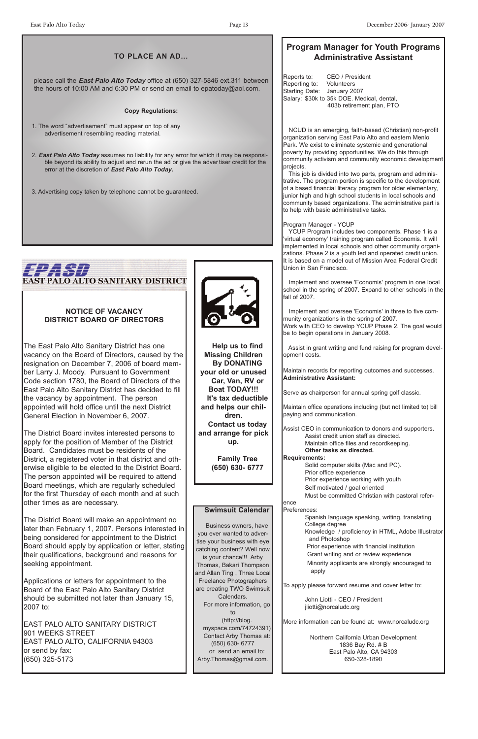## TO PLACE AN AD...

please call the ***East Palo Alto Today*** office at (650) 327-5846 ext.311 between the hours of 10:00 AM and 6:30 PM or send an email to epatoday@aol.com.

**Copy Regulations:**

1. The word "advertisement" must appear on top of any advertisement resembling reading material.
2. ***East Palo Alto Today*** assumes no liability for any error for which it may be responsible beyond its ability to adjust and rerun the ad or give the advertiser credit for the error at the discretion of ***East Palo Alto Today.***
3. Advertising copy taken by telephone cannot be guaranteed.

## EPASD
## EAST PALO ALTO SANITARY DISTRICT

**NOTICE OF VACANCY**
**DISTRICT BOARD OF DIRECTORS**

The East Palo Alto Sanitary District has one vacancy on the Board of Directors, caused by the resignation on December 7, 2006 of board member Larry J. Moody. Pursuant to Government Code section 1780, the Board of Directors of the East Palo Alto Sanitary District has decided to fill the vacancy by appointment. The person appointed will hold office until the next District General Election in November 6, 2007.

The District Board invites interested persons to apply for the position of Member of the District Board. Candidates must be residents of the District, a registered voter in that district and otherwise eligible to be elected to the District Board. The person appointed will be required to attend Board meetings, which are regularly scheduled for the first Thursday of each month and at such other times as are necessary.

The District Board will make an appointment no later than February 1, 2007. Persons interested in being considered for appointment to the District Board should apply by application or letter, stating their qualifications, background and reasons for seeking appointment.

Applications or letters for appointment to the Board of the East Palo Alto Sanitary District should be submitted not later than January 15, 2007 to:

EAST PALO ALTO SANITARY DISTRICT
901 WEEKS STREET
EAST PALO ALTO, CALIFORNIA 94303
or send by fax:
(650) 325-5173

**Help us to find Missing Children By DONATING your old or unused Car, Van, RV or Boat TODAY!!! It's tax deductible and helps our children. Contact us today and arrange for pick up.**

**Family Tree**
**(650) 630- 6777**

**Swimsuit Calendar**

Business owners, have you ever wanted to advertise your business with eye catching content? Well now is your chance!!! Arby Thomas, Bakari Thompson and Allan Ting , Three Local Freelance Photographers are creating TWO Swimsuit Calendars.

For more information, go to (http://blog.myspace.com/74724391)
Contact Arby Thomas at: (650) 630- 6777
or send an email to: Arby.Thomas@gmail.com.

## Program Manager for Youth Programs Administrative Assistant

Reports to: CEO / President
Reporting to: Volunteers
Starting Date: January 2007
Salary: $30k to 35k DOE. Medical, dental, 403b retirement plan, PTO

NCUD is an emerging, faith-based (Christian) non-profit organization serving East Palo Alto and eastern Menlo Park. We exist to eliminate systemic and generational poverty by providing opportunities. We do this through community activism and community economic development projects.

This job is divided into two parts, program and administrative. The program portion is specific to the development of a based financial literacy program for older elementary, junior high and high school students in local schools and community based organizations. The administrative part is to help with basic administrative tasks.

Program Manager - YCUP

YCUP Program includes two components. Phase 1 is a 'virtual economy' training program called Economis. It will implemented in local schools and other community organizations. Phase 2 is a youth led and operated credit union. It is based on a model out of Mission Area Federal Credit Union in San Francisco.

Implement and oversee 'Economis' program in one local school in the spring of 2007. Expand to other schools in the fall of 2007.

Implement and oversee 'Economis' in three to five community organizations in the spring of 2007.
Work with CEO to develop YCUP Phase 2. The goal would be to begin operations in January 2008.

Assist in grant writing and fund raising for program development costs.

Maintain records for reporting outcomes and successes.
**Administrative Assistant:**

Serve as chairperson for annual spring golf classic.

Maintain office operations including (but not limited to) bill paying and communication.

Assist CEO in communication to donors and supporters.
Assist credit union staff as directed.
Maintain office files and recordkeeping.
**Other tasks as directed.**

**Requirements:**
- Solid computer skills (Mac and PC).
- Prior office experience
- Prior experience working with youth
- Self motivated / goal oriented
- Must be committed Christian with pastoral reference

Preferences:
- Spanish language speaking, writing, translating
- College degree
- Knowledge / proficiency in HTML, Adobe Illustrator and Photoshop
- Prior experience with financial institution
- Grant writing and or review experience
- Minority applicants are strongly encouraged to apply

To apply please forward resume and cover letter to:

John Liotti - CEO / President
jliotti@norcaludc.org

More information can be found at: www.norcaludc.org

Northern California Urban Development
1836 Bay Rd. # B
East Palo Alto, CA 94303
650-328-1890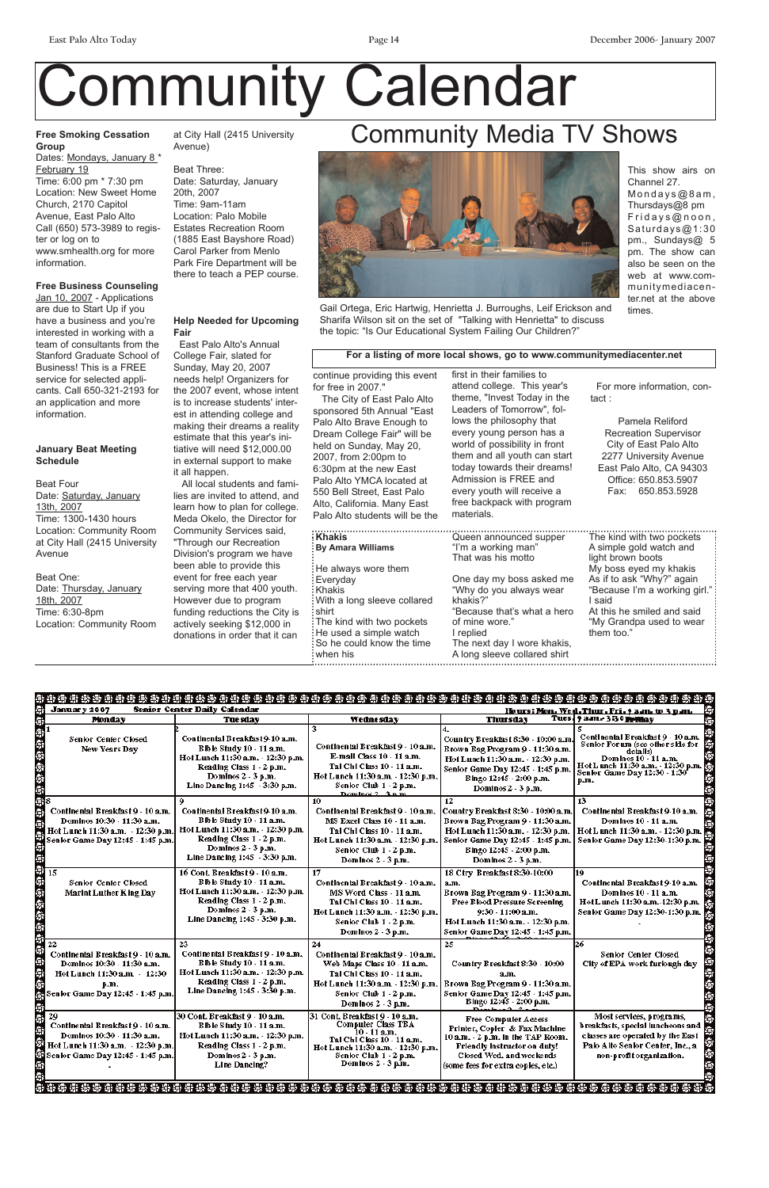#  Community Calendar

**Free Smoking Cessation Group**
Dates: Mondays, January 8 * February 19
Time: 6:00 pm * 7:30 pm
Location: New Sweet Home Church, 2170 Capitol Avenue, East Palo Alto
Call (650) 573-3989 to register or log on to www.smhealth.org for more information.

**Free Business Counseling**
Jan 10, 2007 - Applications are due to Start Up if you have a business and you're interested in working with a team of consultants from the Stanford Graduate School of Business! This is a FREE service for selected applicants. Call 650-321-2193 for an application and more information.

**January Beat Meeting Schedule**

Beat Four
Date: Saturday, January 13th, 2007
Time: 1300-1430 hours
Location: Community Room at City Hall (2415 University Avenue

Beat One:
Date: Thursday, January 18th, 2007
Time: 6:30-8pm
Location: Community Room at City Hall (2415 University Avenue)

Beat Three:
Date: Saturday, January 20th, 2007
Time: 9am-11am
Location: Palo Mobile Estates Recreation Room (1885 East Bayshore Road)
Carol Parker from Menlo Park Fire Department will be there to teach a PEP course.

**Help Needed for Upcoming Fair**

East Palo Alto's Annual College Fair, slated for Sunday, May 20, 2007 needs help! Organizers for the 2007 event, whose intent is to increase students' interest in attending college and making their dreams a reality estimate that this year's initiative will need $12,000.00 in external support to make it all happen.

All local students and families are invited to attend, and learn how to plan for college. Meda Okelo, the Director for Community Services said, "Through our Recreation Division's program we have been able to provide this event for free each year serving more that 400 youth. However due to program funding reductions the City is actively seeking $12,000 in donations in order that it can continue providing this event for free in 2007."

The City of East Palo Alto sponsored 5th Annual "East Palo Alto Brave Enough to Dream College Fair" will be held on Sunday, May 20, 2007, from 2:00pm to 6:30pm at the new East Palo Alto YMCA located at 550 Bell Street, East Palo Alto, California. Many East Palo Alto students will be the first in their families to attend college. This year's theme, "Invest Today in the Leaders of Tomorrow", follows the philosophy that every young person has a world of possibility in front them and all youth can start today towards their dreams! Admission is FREE and every youth will receive a free backpack with program materials.

For more information, contact :

Pamela Reliford
Recreation Supervisor
City of East Palo Alto
2277 University Avenue
East Palo Alto, CA 94303
Office: 650.853.5907
Fax: 650.853.5928

## Community Media TV Shows

Gail Ortega, Eric Hartwig, Henrietta J. Burroughs, Leif Erickson and Sharifa Wilson sit on the set of "Talking with Henrietta" to discuss the topic: "Is Our Educational System Failing Our Children?"

This show airs on Channel 27. Mondays@8am, Thursdays@8 pm Fridays@noon, Saturdays@1:30 pm., Sundays@ 5 pm. The show can also be seen on the web at www.communitymediacenter.net at the above times.

**For a listing of more local shows, go to www.communitymediacenter.net**

**Khakis**
**By Amara Williams**

He always wore them
Everyday
Khakis
With a long sleeve collared shirt
The kind with two pockets
He used a simple watch
So he could know the time
when his
Queen announced supper
"I'm a working man"
That was his motto

One day my boss asked me
"Why do you always wear khakis?"
"Because that's what a hero of mine wore."
I replied
The next day I wore khakis,
A long sleeve collared shirt
The kind with two pockets
A simple gold watch and light brown boots
My boss eyed my khakis
As if to ask "Why?" again
"Because I'm a working girl."
I said
At this he smiled and said
"My Grandpa used to wear them too."

**January 2007 Senior Center Daily Calendar** — Hours: Mon., Wed., Thur., Fri.: 9 a.m. to 3 p.m.; Tues: 9 am - 330 pm

| Monday | Tuesday | Wednesday | Thursday | Friday |
|---|---|---|---|---|
| 1<br>Senior Center Closed<br>New Years Day | 2<br>Continental Breakfast 9-10 a.m.<br>Bible Study 10 - 11 a.m.<br>Hot Lunch 11:30 a.m. - 12:30 p.m.<br>Reading Class 1 - 2 p.m.<br>Dominos 2 - 3 p.m.<br>Line Dancing 1:45 - 3:30 p.m. | 3<br>Continental Breakfast 9 - 10 a.m.<br>E-mail Class 10 - 11 a.m.<br>Tai Chi Class 10 - 11 a.m.<br>Hot Lunch 11:30 a.m. - 12:30 p.m.<br>Senior Club 1 - 2 p.m.<br>Dominos 2 - 3 p.m. | 4<br>Country Breakfast 8:30 - 10:00 a.m.<br>Brown Bag Program 9 - 11:30 a.m.<br>Hot Lunch 11:30 a.m. - 12:30 p.m.<br>Senior Game Day 12:45 - 1:45 p.m.<br>Bingo 12:45 - 2:00 p.m.<br>Dominos 2 - 3 p.m. | 5<br>Continental Breakfast 9 - 10 a.m.<br>Senior Forum (see other side for details)<br>Dominos 10 - 11 a.m.<br>Hot Lunch 11:30 a.m. - 12:30 p.m.<br>Senior Game Day 12:30 - 1:30 p.m. |
| 8<br>Continental Breakfast 9 - 10 a.m.<br>Dominos 10:30 - 11:30 a.m.<br>Hot Lunch 11:30 a.m. - 12:30 p.m.<br>Senior Game Day 12:45 - 1:45 p.m. | 9<br>Continental Breakfast 9-10 a.m.<br>Bible Study 10 - 11 a.m.<br>Hot Lunch 11:30 a.m. - 12:30 p.m.<br>Reading Class 1 - 2 p.m.<br>Dominos 2 - 3 p.m.<br>Line Dancing 1:45 - 3:30 p.m. | 10<br>Continental Breakfast 9 - 10 a.m.<br>MS Excel Class 10 - 11 a.m.<br>Tai Chi Class 10 - 11 a.m.<br>Hot Lunch 11:30 a.m. - 12:30 p.m.<br>Senior Club 1 - 2 p.m.<br>Dominos 2 - 3 p.m. | 12<br>Country Breakfast 8:30 - 10:00 a.m.<br>Brown Bag Program 9 - 11:30 a.m.<br>Hot Lunch 11:30 a.m. - 12:30 p.m.<br>Senior Game Day 12:45 - 1:45 p.m.<br>Bingo 12:45 - 2:00 p.m.<br>Dominos 2 - 3 p.m. | 13<br>Continental Breakfast 9-10 a.m.<br>Dominos 10 - 11 a.m.<br>Hot Lunch 11:30 a.m. - 12:30 p.m.<br>Senior Game Day 12:30-1:30 p.m. |
| 15<br>Senior Center Closed<br>Martin Luther King Day | 16 Cont. Breakfast 9 - 10 a.m.<br>Bible Study 10 - 11 a.m.<br>Hot Lunch 11:30 a.m. - 12:30 p.m.<br>Reading Class 1 - 2 p.m.<br>Dominos 2 - 3 p.m.<br>Line Dancing 1:45 - 3:30 p.m. | 17<br>Continental Breakfast 9 - 10 a.m.<br>MS Word Class - 11 a.m.<br>Tai Chi Class 10 - 11 a.m.<br>Hot Lunch 11:30 a.m. - 12:30 p.m.<br>Senior Club 1 - 2 p.m.<br>Dominos 2 - 3 p.m. | 18 Ctry Breakfast 8:30-10:00 a.m.<br>Brown Bag Program 9 - 11:30 a.m.<br>Free Blood Pressure Screening 9:30 - 11:00 a.m.<br>Hot Lunch 11:30 a.m. - 12:30 p.m.<br>Senior Game Day 12:45 - 1:45 p.m. | 19<br>Continental Breakfast 9-10 a.m.<br>Dominos 10 - 11 a.m.<br>Hot Lunch 11:30 a.m. 12:30 p.m.<br>Senior Game Day 12:30-1:30 p.m. |
| 22<br>Continental Breakfast 9 - 10 a.m.<br>Dominos 10:30 - 11:30 a.m.<br>Hot Lunch 11:30 a.m. - 12:30 p.m.<br>Senior Game Day 12:45 - 1:45 p.m. | 23<br>Continental Breakfast 9 - 10 a.m.<br>Bible Study 10 - 11 a.m.<br>Hot Lunch 11:30 a.m. - 12:30 p.m.<br>Reading Class 1 - 2 p.m.<br>Line Dancing 1:45 - 3:30 p.m. | 24<br>Continental Breakfast 9 - 10 a.m.<br>Web Maps Class 10 - 11 a.m.<br>Tai Chi Class 10 - 11 a.m.<br>Hot Lunch 11:30 a.m. - 12:30 p.m.<br>Senior Club 1 - 2 p.m.<br>Dominos 2 - 3 p.m. | 25<br>Country Breakfast 8:30 - 10:00 a.m.<br>Brown Bag Program 9 - 11:30 a.m.<br>Senior Game Day 12:45 - 1:45 p.m.<br>Bingo 12:45 - 2:00 p.m. | 26<br>Senior Center Closed<br>City of EPA work furlough day |
| 29<br>Continental Breakfast 9 - 10 a.m.<br>Dominos 10:30 - 11:30 a.m.<br>Hot Lunch 11:30 a.m. - 12:30 p.m.<br>Senior Game Day 12:45 - 1:45 p.m. | 30 Cont. Breakfast 9 - 10 a.m.<br>Bible Study 10 - 11 a.m.<br>Hot Lunch 11:30 a.m. - 12:30 p.m.<br>Reading Class 1 - 2 p.m.<br>Dominos 2 - 3 p.m.<br>Line Dancing? | 31 Cont. Breakfast 9 - 10 a.m.<br>Computer Class TBA 10 - 11 a.m.<br>Tai Chi Class 10 - 11 a.m.<br>Hot Lunch 11:30 a.m. - 12:30 p.m.<br>Senior Club 1 - 2 p.m.<br>Dominos 2 - 3 p.m. | Free Computer Access<br>Printer, Copier & Fax Machine 10 a.m. - 2 p.m. in the TAP Room.<br>Friendly instructor on duty!<br>Closed Wed. and weekends (some fees for extra copies, etc.) | Most services, programs, breakfasts, special luncheons and classes are operated by the East Palo Alto Senior Center, Inc., a non-profit organization. |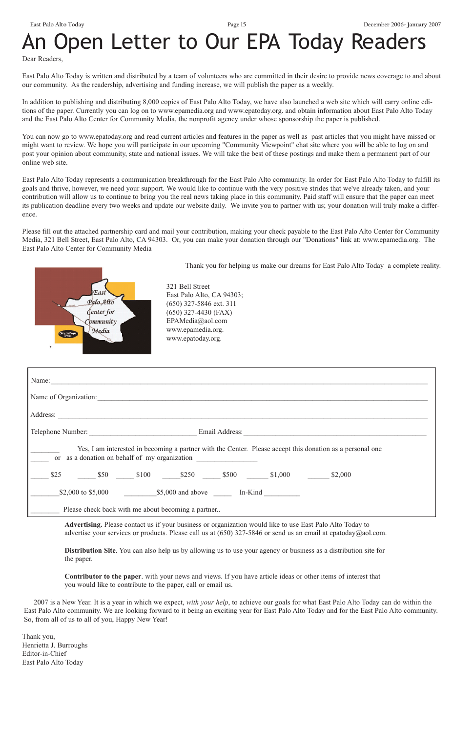# An Open Letter to Our EPA Today Readers

Dear Readers,

East Palo Alto Today is written and distributed by a team of volunteers who are committed in their desire to provide news coverage to and about our community. As the readership, advertising and funding increase, we will publish the paper as a weekly.

In addition to publishing and distributing 8,000 copies of East Palo Alto Today, we have also launched a web site which will carry online editions of the paper. Currently you can log on to www.epamedia.org and www.epatoday.org. and obtain information about East Palo Alto Today and the East Palo Alto Center for Community Media, the nonprofit agency under whose sponsorship the paper is published.

You can now go to www.epatoday.org and read current articles and features in the paper as well as past articles that you might have missed or might want to review. We hope you will participate in our upcoming "Community Viewpoint" chat site where you will be able to log on and post your opinion about community, state and national issues. We will take the best of these postings and make them a permanent part of our online web site.

East Palo Alto Today represents a communication breakthrough for the East Palo Alto community. In order for East Palo Alto Today to fulfill its goals and thrive, however, we need your support. We would like to continue with the very positive strides that we've already taken, and your contribution will allow us to continue to bring you the real news taking place in this community. Paid staff will ensure that the paper can meet its publication deadline every two weeks and update our website daily. We invite you to partner with us; your donation will truly make a difference.

Please fill out the attached partnership card and mail your contribution, making your check payable to the East Palo Alto Center for Community Media, 321 Bell Street, East Palo Alto, CA 94303. Or, you can make your donation through our "Donations" link at: www.epamedia.org. The East Palo Alto Center for Community Media

Thank you for helping us make our dreams for East Palo Alto Today a complete reality.

East Palo Alto Center for Community Media

Giving the People a Voice

321 Bell Street
East Palo Alto, CA 94303;
(650) 327-5846 ext. 311
(650) 327-4430 (FAX)
EPAMedia@aol.com
www.epamedia.org.
www.epatoday.org.

---

Name: ______________________________

Name of Organization: ______________________________

Address: ______________________________

Telephone Number: ______________________ Email Address: ______________________

________ Yes, I am interested in becoming a partner with the Center. Please accept this donation as a personal one _____ or as a donation on behalf of my organization ________________

_____ $25 _____ $50 _____ $100 _____ $250 _____ $500 ______ $1,000 ______ $2,000

________ $2,000 to $5,000 _________ $5,000 and above _____ In-Kind __________

________ Please check back with me about becoming a partner..

---

**Advertising.** Please contact us if your business or organization would like to use East Palo Alto Today to advertise your services or products. Please call us at (650) 327-5846 or send us an email at epatoday@aol.com.

**Distribution Site**. You can also help us by allowing us to use your agency or business as a distribution site for the paper.

**Contributor to the paper**. with your news and views. If you have article ideas or other items of interest that you would like to contribute to the paper, call or email us.

2007 is a New Year. It is a year in which we expect, *with your help*, to achieve our goals for what East Palo Alto Today can do within the East Palo Alto community. We are looking forward to it being an exciting year for East Palo Alto Today and for the East Palo Alto community. So, from all of us to all of you, Happy New Year!

Thank you,
Henrietta J. Burroughs
Editor-in-Chief
East Palo Alto Today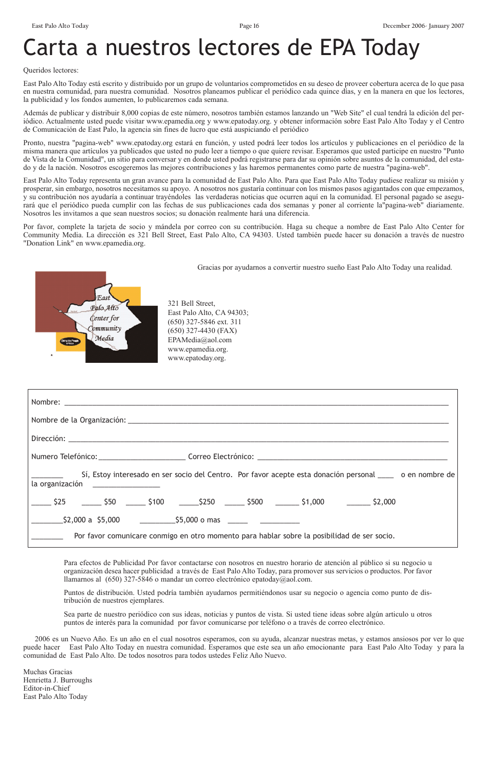# Carta a nuestros lectores de EPA Today

Queridos lectores:

East Palo Alto Today está escrito y distribuido por un grupo de voluntarios comprometidos en su deseo de proveer cobertura acerca de lo que pasa en nuestra comunidad, para nuestra comunidad. Nosotros planeamos publicar el periódico cada quince días, y en la manera en que los lectores, la publicidad y los fondos aumenten, lo publicaremos cada semana.

Además de publicar y distribuir 8,000 copias de este número, nosotros también estamos lanzando un "Web Site" el cual tendrá la edición del periódico. Actualmente usted puede visitar www.epamedia.org y www.epatoday.org. y obtener información sobre East Palo Alto Today y el Centro de Comunicación de East Palo, la agencia sin fines de lucro que está auspiciando el periódico

Pronto, nuestra "pagina-web" www.epatoday.org estará en función, y usted podrá leer todos los artículos y publicaciones en el periódico de la misma manera que artículos ya publicados que usted no pudo leer a tiempo o que quiere revisar. Esperamos que usted participe en nuestro "Punto de Vista de la Comunidad", un sitio para conversar y en donde usted podrá registrarse para dar su opinión sobre asuntos de la comunidad, del estado y de la nación. Nosotros escogeremos las mejores contribuciones y las haremos permanentes como parte de nuestra "pagina-web".

East Palo Alto Today representa un gran avance para la comunidad de East Palo Alto. Para que East Palo Alto Today pudiese realizar su misión y prosperar, sin embargo, nosotros necesitamos su apoyo. A nosotros nos gustaría continuar con los mismos pasos agigantados con que empezamos, y su contribución nos ayudaría a continuar trayéndoles las verdaderas noticias que ocurren aquí en la comunidad. El personal pagado se asegurará que el periódico pueda cumplir con las fechas de sus publicaciones cada dos semanas y poner al corriente la"pagina-web" diariamente. Nosotros les invitamos a que sean nuestros socios; su donación realmente hará una diferencia.

Por favor, complete la tarjeta de socio y mándela por correo con su contribución. Haga su cheque a nombre de East Palo Alto Center for Community Media. La dirección es 321 Bell Street, East Palo Alto, CA 94303. Usted también puede hacer su donación a través de nuestro "Donation Link" en www.epamedia.org.

Gracias por ayudarnos a convertir nuestro sueño East Palo Alto Today una realidad.

East Palo Alto Center for Community Media

321 Bell Street,
East Palo Alto, CA 94303;
(650) 327-5846 ext. 311
(650) 327-4430 (FAX)
EPAMedia@aol.com
www.epamedia.org.
www.epatoday.org.

Nombre: ______________________________________________

Nombre de la Organización: ______________________________________________

Dirección: ______________________________________________

Numero Telefónico: ____________________ Correo Electrónico: ______________________________

________ Sí, Estoy interesado en ser socio del Centro. Por favor acepte esta donación personal ____ o en nombre de la organización ________________

_____ $25 _____ $50 _____ $100 _____$250 _____ $500 ______ $1,000 ______ $2,000

________$2,000 a $5,000 _________$5,000 o mas _____ __________

________ Por favor comunicare conmigo en otro momento para hablar sobre la posibilidad de ser socio.

Para efectos de Publicidad Por favor contactarse con nosotros en nuestro horario de atención al público si su negocio u organización desea hacer publicidad a través de East Palo Alto Today, para promover sus servicios o productos. Por favor llamarnos al (650) 327-5846 o mandar un correo electrónico epatoday@aol.com.

Puntos de distribución. Usted podría también ayudarnos permitiéndonos usar su negocio o agencia como punto de distribución de nuestros ejemplares.

Sea parte de nuestro periódico con sus ideas, noticias y puntos de vista. Si usted tiene ideas sobre algún articulo u otros puntos de interés para la comunidad por favor comunicarse por teléfono o a través de correo electrónico.

2006 es un Nuevo Año. Es un año en el cual nosotros esperamos, con su ayuda, alcanzar nuestras metas, y estamos ansiosos por ver lo que puede hacer East Palo Alto Today en nuestra comunidad. Esperamos que este sea un año emocionante para East Palo Alto Today y para la comunidad de East Palo Alto. De todos nosotros para todos ustedes Feliz Año Nuevo.

Muchas Gracias
Henrietta J. Burroughs
Editor-in-Chief
East Palo Alto Today